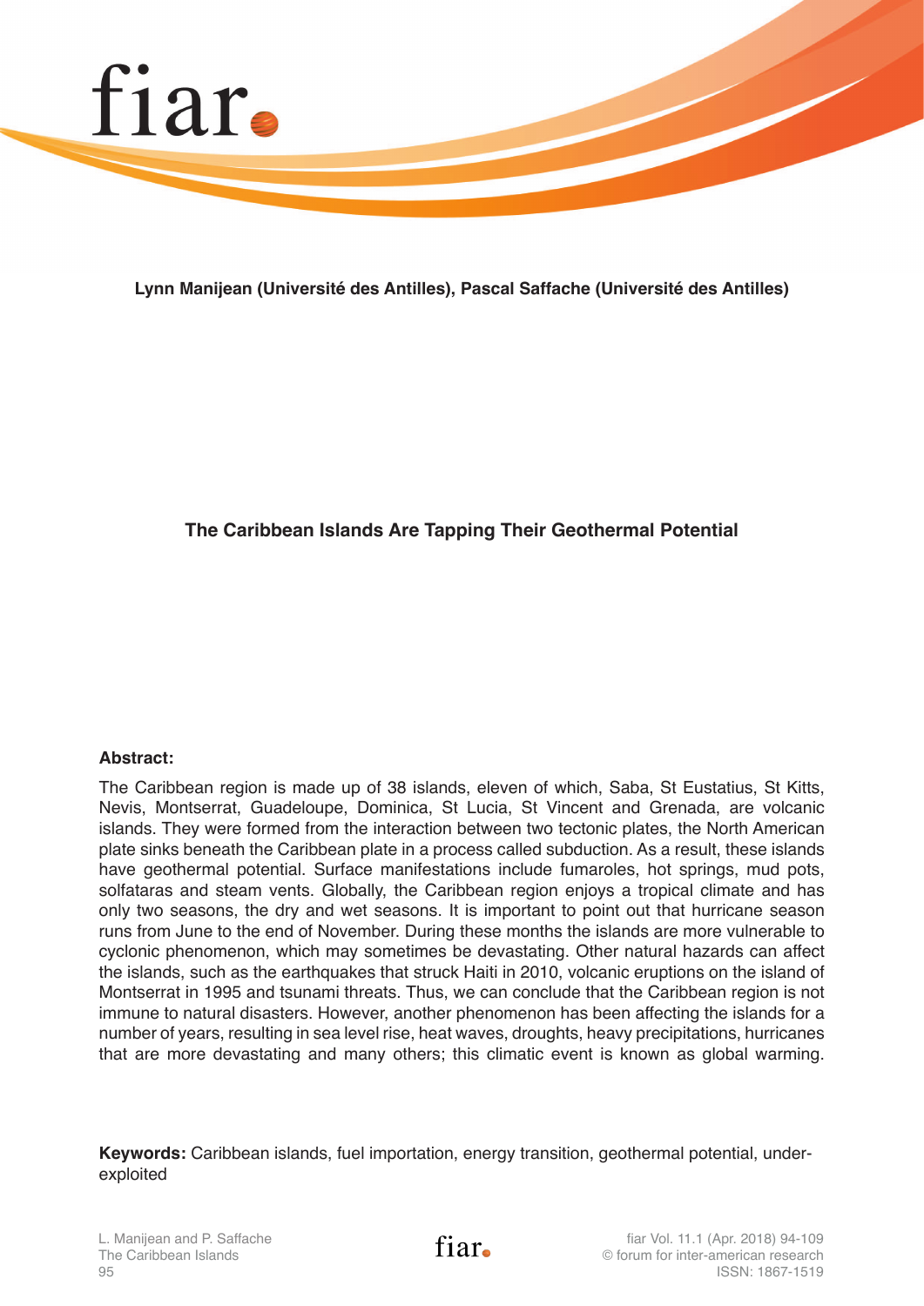**Lynn Manijean (Université des Antilles), Pascal Saffache (Université des Antilles)**

# The Caribbean Islands Are Tapping Their Geothermal Potential

**Abstract:**

The Caribbean region is made up of 38 islands, eleven of which, Saba, St Eustatius, St Kitts, Nevis, Montserrat, Guadeloupe, Dominica, St Lucia, St Vincent and Grenada, are volcanic islands. They were formed from the interaction between two tectonic plates, the North American plate sinks beneath the Caribbean plate in a process called subduction. As a result, these islands have geothermal potential. Surface manifestations include fumaroles, hot springs, mud pots, solfataras and steam vents. Globally, the Caribbean region enjoys a tropical climate and has only two seasons, the dry and wet seasons. It is important to point out that hurricane season runs from June to the end of November. During these months the islands are more vulnerable to cyclonic phenomenon, which may sometimes be devastating. Other natural hazards can affect the islands, such as the earthquakes that struck Haiti in 2010, volcanic eruptions on the island of Montserrat in 1995 and tsunami threats. Thus, we can conclude that the Caribbean region is not immune to natural disasters. However, another phenomenon has been affecting the islands for a number of years, resulting in sea level rise, heat waves, droughts, heavy precipitations, hurricanes that are more devastating and many others; this climatic event is known as global warming.

**Keywords:** Caribbean islands, fuel importation, energy transition, geothermal potential, under-exploited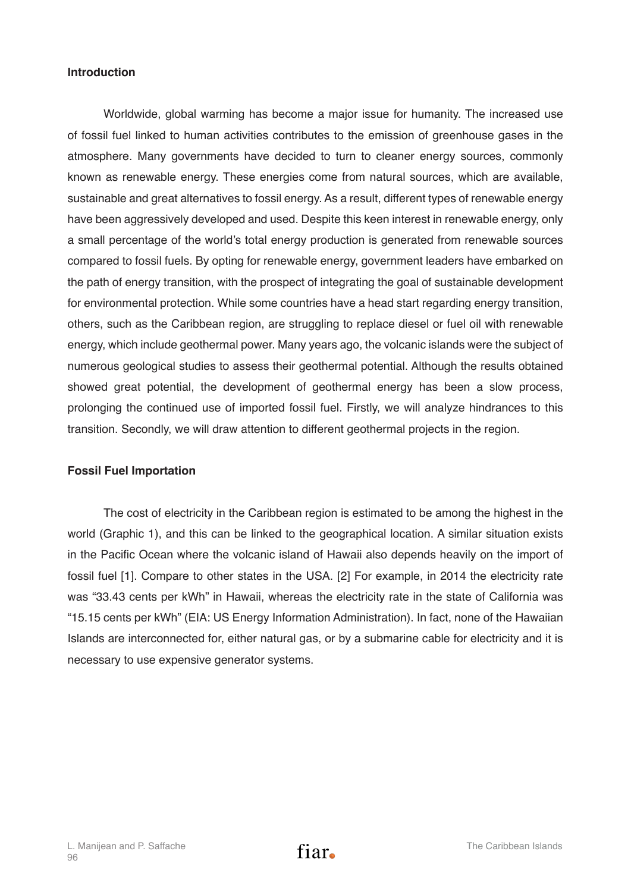## Introduction

Worldwide, global warming has become a major issue for humanity. The increased use of fossil fuel linked to human activities contributes to the emission of greenhouse gases in the atmosphere. Many governments have decided to turn to cleaner energy sources, commonly known as renewable energy. These energies come from natural sources, which are available, sustainable and great alternatives to fossil energy. As a result, different types of renewable energy have been aggressively developed and used. Despite this keen interest in renewable energy, only a small percentage of the world's total energy production is generated from renewable sources compared to fossil fuels. By opting for renewable energy, government leaders have embarked on the path of energy transition, with the prospect of integrating the goal of sustainable development for environmental protection. While some countries have a head start regarding energy transition, others, such as the Caribbean region, are struggling to replace diesel or fuel oil with renewable energy, which include geothermal power. Many years ago, the volcanic islands were the subject of numerous geological studies to assess their geothermal potential. Although the results obtained showed great potential, the development of geothermal energy has been a slow process, prolonging the continued use of imported fossil fuel. Firstly, we will analyze hindrances to this transition. Secondly, we will draw attention to different geothermal projects in the region.

## Fossil Fuel Importation

The cost of electricity in the Caribbean region is estimated to be among the highest in the world (Graphic 1), and this can be linked to the geographical location. A similar situation exists in the Pacific Ocean where the volcanic island of Hawaii also depends heavily on the import of fossil fuel [1]. Compare to other states in the USA. [2] For example, in 2014 the electricity rate was "33.43 cents per kWh" in Hawaii, whereas the electricity rate in the state of California was "15.15 cents per kWh" (EIA: US Energy Information Administration). In fact, none of the Hawaiian Islands are interconnected for, either natural gas, or by a submarine cable for electricity and it is necessary to use expensive generator systems.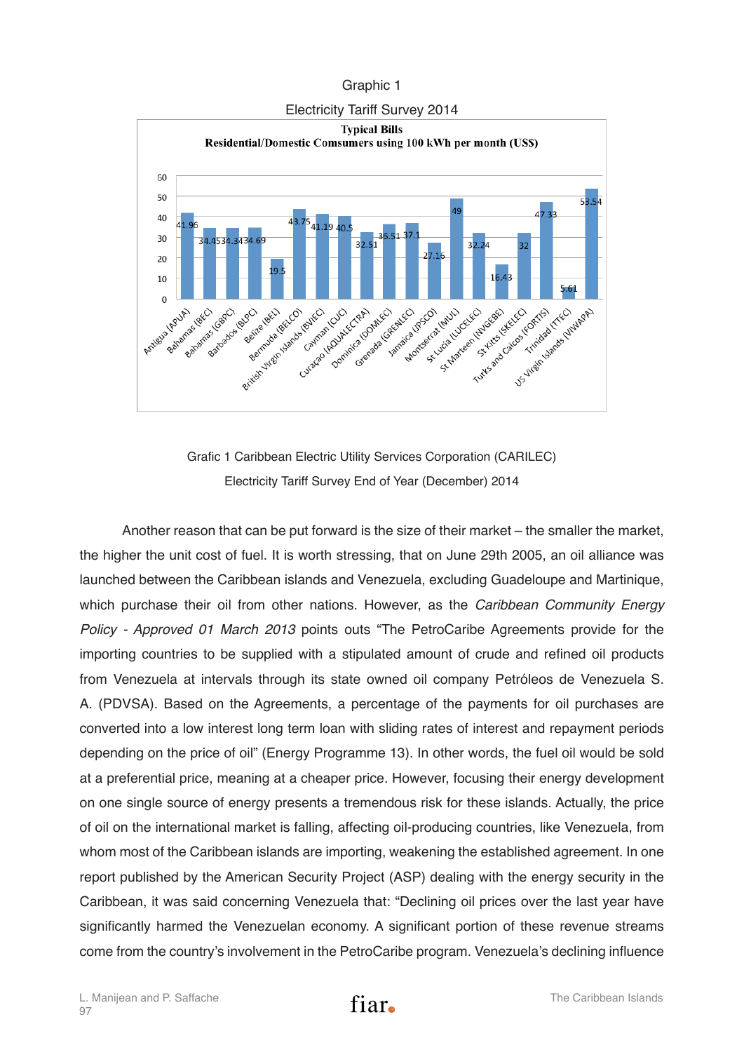Graphic 1

Electricity Tariff Survey 2014

**Typical Bills**
**Residential/Domestic Comsumers using 100 kWh per month (US$)**

| Utility | US$ |
|---|---|
| Antigua (APUA) | 41.96 |
| Bahamas (BEC) | 34.45 |
| Bahamas (GBPC) | 34.34 |
| Barbados (BLPC) | 34.69 |
| Belize (BEL) | 19.5 |
| Bermuda (BELCO) | 43.75 |
| British Virgin Islands (BVIEC) | 41.19 |
| Cayman (CUC) | 40.5 |
| Curaçao (AQUALECTRA) | 32.51 |
| Dominica (DOMLEC) | 36.51 |
| Grenada (GRENLEC) | 37.1 |
| Jamaica (JPSCO) | 27.16 |
| Montserrat (MUL) | 49 |
| St Lucia (LUCELEC) | 32.24 |
| St Marteen (NVGEBE) | 16.43 |
| St Kitts (SKELEC) | 32 |
| Turks and Caicos (FORTIS) | 47.33 |
| Trinidad (TTEC) | 5.61 |
| US Virgin Islands (VIWAPA) | 53.54 |

Grafic 1 Caribbean Electric Utility Services Corporation (CARILEC)
Electricity Tariff Survey End of Year (December) 2014

Another reason that can be put forward is the size of their market – the smaller the market, the higher the unit cost of fuel. It is worth stressing, that on June 29th 2005, an oil alliance was launched between the Caribbean islands and Venezuela, excluding Guadeloupe and Martinique, which purchase their oil from other nations. However, as the *Caribbean Community Energy Policy - Approved 01 March 2013* points outs "The PetroCaribe Agreements provide for the importing countries to be supplied with a stipulated amount of crude and refined oil products from Venezuela at intervals through its state owned oil company Petróleos de Venezuela S. A. (PDVSA). Based on the Agreements, a percentage of the payments for oil purchases are converted into a low interest long term loan with sliding rates of interest and repayment periods depending on the price of oil" (Energy Programme 13). In other words, the fuel oil would be sold at a preferential price, meaning at a cheaper price. However, focusing their energy development on one single source of energy presents a tremendous risk for these islands. Actually, the price of oil on the international market is falling, affecting oil-producing countries, like Venezuela, from whom most of the Caribbean islands are importing, weakening the established agreement. In one report published by the American Security Project (ASP) dealing with the energy security in the Caribbean, it was said concerning Venezuela that: "Declining oil prices over the last year have significantly harmed the Venezuelan economy. A significant portion of these revenue streams come from the country's involvement in the PetroCaribe program. Venezuela's declining influence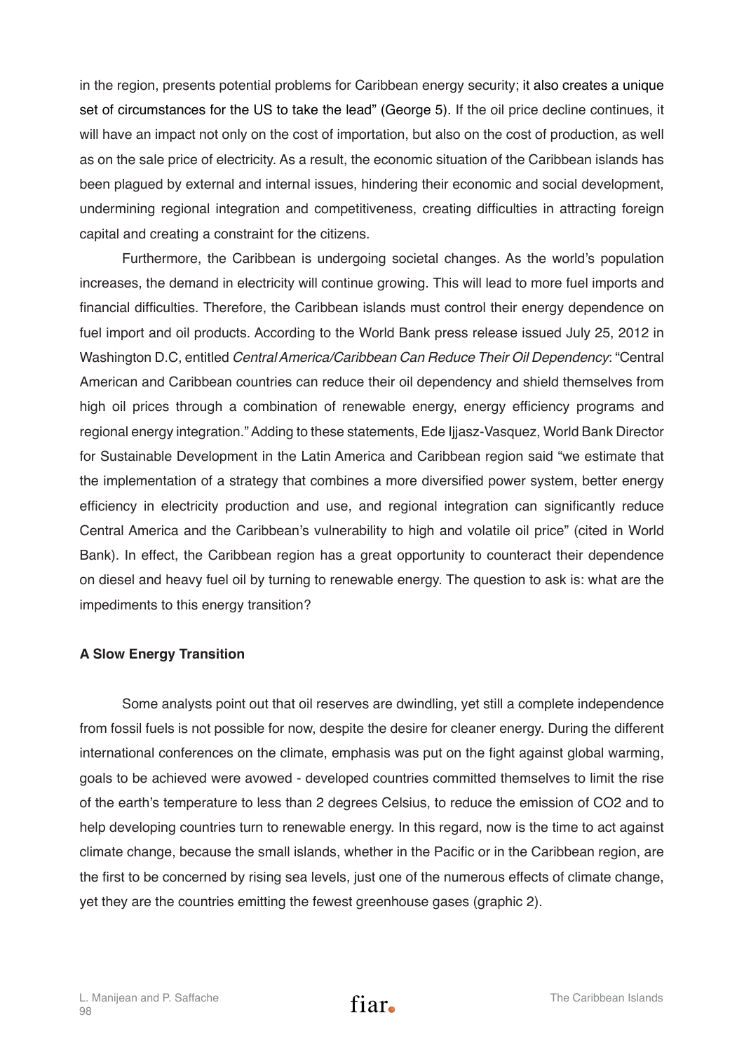in the region, presents potential problems for Caribbean energy security; it also creates a unique set of circumstances for the US to take the lead" (George 5). If the oil price decline continues, it will have an impact not only on the cost of importation, but also on the cost of production, as well as on the sale price of electricity. As a result, the economic situation of the Caribbean islands has been plagued by external and internal issues, hindering their economic and social development, undermining regional integration and competitiveness, creating difficulties in attracting foreign capital and creating a constraint for the citizens.

Furthermore, the Caribbean is undergoing societal changes. As the world's population increases, the demand in electricity will continue growing. This will lead to more fuel imports and financial difficulties. Therefore, the Caribbean islands must control their energy dependence on fuel import and oil products. According to the World Bank press release issued July 25, 2012 in Washington D.C, entitled *Central America/Caribbean Can Reduce Their Oil Dependency*: "Central American and Caribbean countries can reduce their oil dependency and shield themselves from high oil prices through a combination of renewable energy, energy efficiency programs and regional energy integration." Adding to these statements, Ede Ijjasz-Vasquez, World Bank Director for Sustainable Development in the Latin America and Caribbean region said "we estimate that the implementation of a strategy that combines a more diversified power system, better energy efficiency in electricity production and use, and regional integration can significantly reduce Central America and the Caribbean's vulnerability to high and volatile oil price" (cited in World Bank). In effect, the Caribbean region has a great opportunity to counteract their dependence on diesel and heavy fuel oil by turning to renewable energy. The question to ask is: what are the impediments to this energy transition?

**A Slow Energy Transition**

Some analysts point out that oil reserves are dwindling, yet still a complete independence from fossil fuels is not possible for now, despite the desire for cleaner energy. During the different international conferences on the climate, emphasis was put on the fight against global warming, goals to be achieved were avowed - developed countries committed themselves to limit the rise of the earth's temperature to less than 2 degrees Celsius, to reduce the emission of $CO_2$ and to help developing countries turn to renewable energy. In this regard, now is the time to act against climate change, because the small islands, whether in the Pacific or in the Caribbean region, are the first to be concerned by rising sea levels, just one of the numerous effects of climate change, yet they are the countries emitting the fewest greenhouse gases (graphic 2).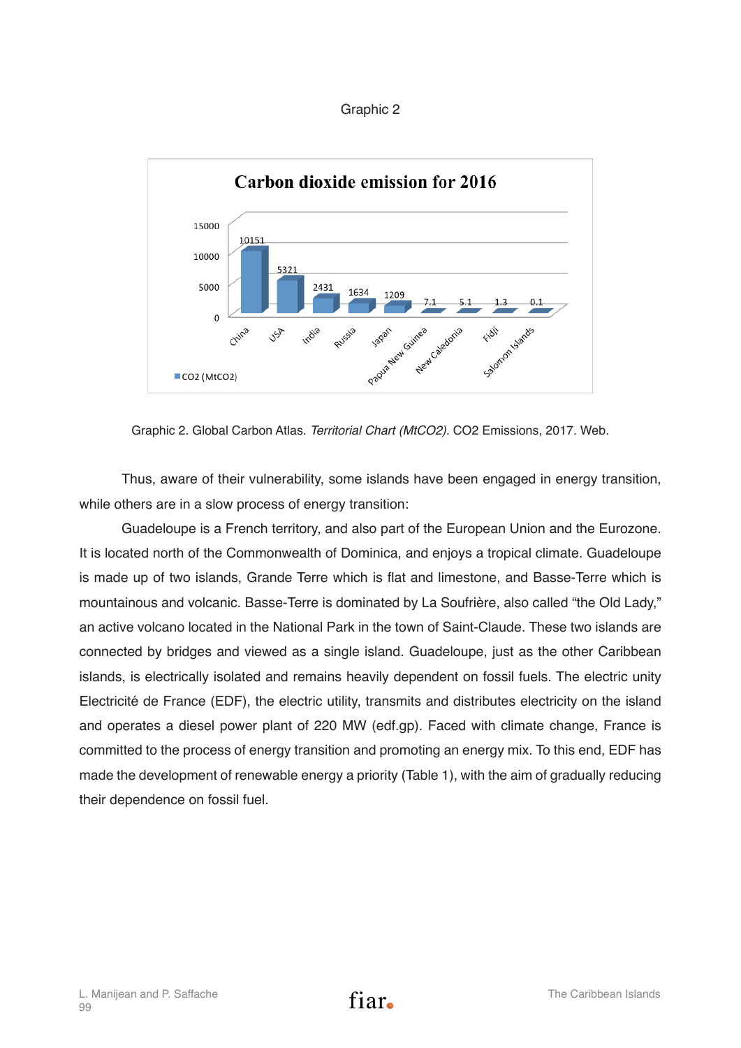Graphic 2

**Carbon dioxide emission for 2016**

| Country | CO2 (MtCO2) |
|---|---|
| China | 10151 |
| USA | 5321 |
| India | 2431 |
| Russia | 1634 |
| Japan | 1209 |
| Papua New Guinea | 7.1 |
| New Caledonia | 5.1 |
| Fidji | 1.3 |
| Salomon Islands | 0.1 |

Graphic 2. Global Carbon Atlas. *Territorial Chart (MtCO2).* CO2 Emissions, 2017. Web.

Thus, aware of their vulnerability, some islands have been engaged in energy transition, while others are in a slow process of energy transition:

Guadeloupe is a French territory, and also part of the European Union and the Eurozone. It is located north of the Commonwealth of Dominica, and enjoys a tropical climate. Guadeloupe is made up of two islands, Grande Terre which is flat and limestone, and Basse-Terre which is mountainous and volcanic. Basse-Terre is dominated by La Soufrière, also called "the Old Lady," an active volcano located in the National Park in the town of Saint-Claude. These two islands are connected by bridges and viewed as a single island. Guadeloupe, just as the other Caribbean islands, is electrically isolated and remains heavily dependent on fossil fuels. The electric unity Electricité de France (EDF), the electric utility, transmits and distributes electricity on the island and operates a diesel power plant of 220 MW (edf.gp). Faced with climate change, France is committed to the process of energy transition and promoting an energy mix. To this end, EDF has made the development of renewable energy a priority (Table 1), with the aim of gradually reducing their dependence on fossil fuel.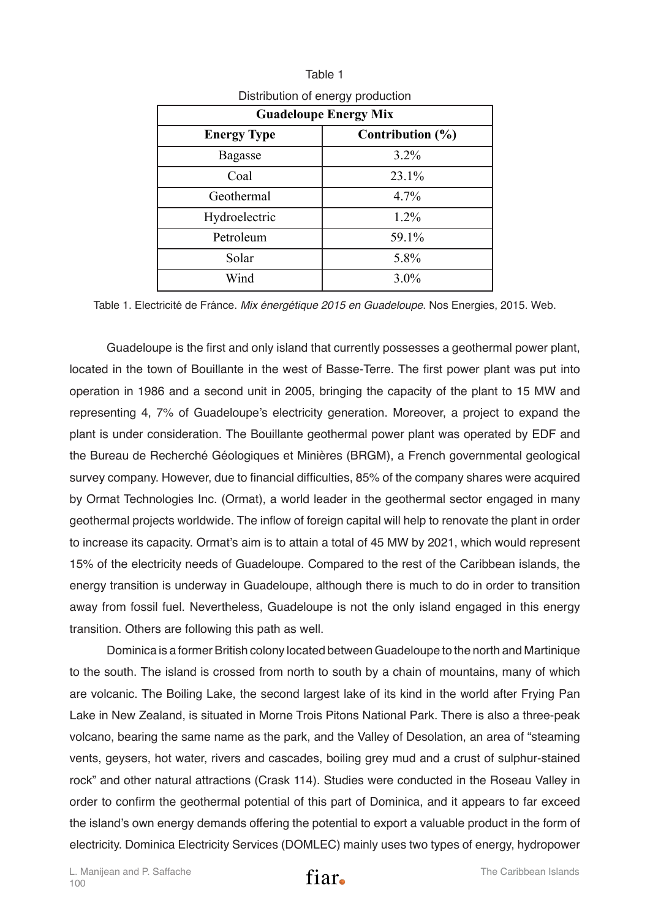Table 1

Distribution of energy production

| Guadeloupe Energy Mix | |
|---|---|
| **Energy Type** | **Contribution (%)** |
| Bagasse | 3.2% |
| Coal | 23.1% |
| Geothermal | 4.7% |
| Hydroelectric | 1.2% |
| Petroleum | 59.1% |
| Solar | 5.8% |
| Wind | 3.0% |

Table 1. Electricité de Fránce. *Mix énergétique 2015 en Guadeloupe*. Nos Energies, 2015. Web.

Guadeloupe is the first and only island that currently possesses a geothermal power plant, located in the town of Bouillante in the west of Basse-Terre. The first power plant was put into operation in 1986 and a second unit in 2005, bringing the capacity of the plant to 15 MW and representing 4, 7% of Guadeloupe's electricity generation. Moreover, a project to expand the plant is under consideration. The Bouillante geothermal power plant was operated by EDF and the Bureau de Recherché Géologiques et Minières (BRGM), a French governmental geological survey company. However, due to financial difficulties, 85% of the company shares were acquired by Ormat Technologies Inc. (Ormat), a world leader in the geothermal sector engaged in many geothermal projects worldwide. The inflow of foreign capital will help to renovate the plant in order to increase its capacity. Ormat's aim is to attain a total of 45 MW by 2021, which would represent 15% of the electricity needs of Guadeloupe. Compared to the rest of the Caribbean islands, the energy transition is underway in Guadeloupe, although there is much to do in order to transition away from fossil fuel. Nevertheless, Guadeloupe is not the only island engaged in this energy transition. Others are following this path as well.

Dominica is a former British colony located between Guadeloupe to the north and Martinique to the south. The island is crossed from north to south by a chain of mountains, many of which are volcanic. The Boiling Lake, the second largest lake of its kind in the world after Frying Pan Lake in New Zealand, is situated in Morne Trois Pitons National Park. There is also a three-peak volcano, bearing the same name as the park, and the Valley of Desolation, an area of "steaming vents, geysers, hot water, rivers and cascades, boiling grey mud and a crust of sulphur-stained rock" and other natural attractions (Crask 114). Studies were conducted in the Roseau Valley in order to confirm the geothermal potential of this part of Dominica, and it appears to far exceed the island's own energy demands offering the potential to export a valuable product in the form of electricity. Dominica Electricity Services (DOMLEC) mainly uses two types of energy, hydropower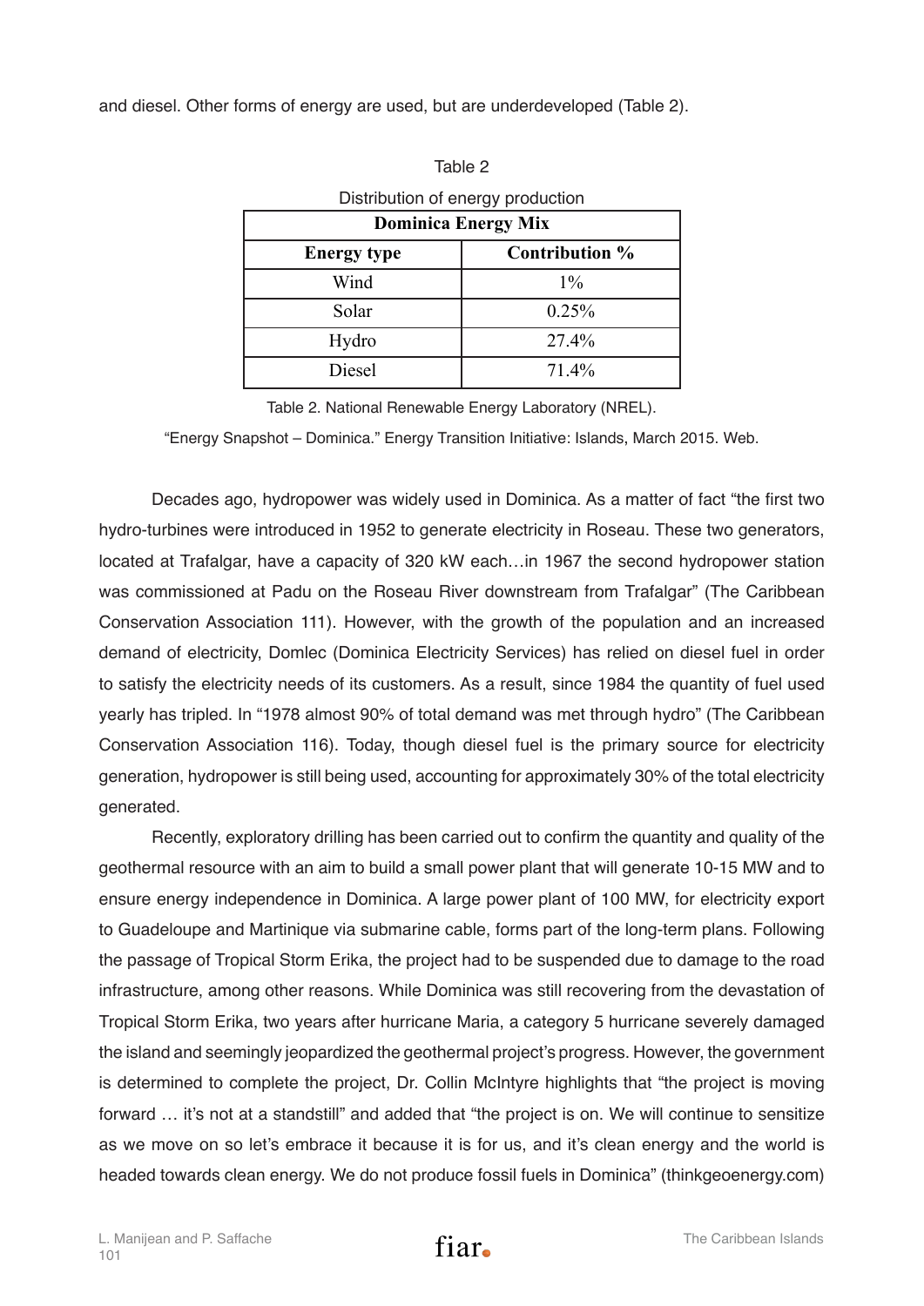and diesel. Other forms of energy are used, but are underdeveloped (Table 2).

Table 2

Distribution of energy production

| Dominica Energy Mix | |
|---|---|
| **Energy type** | **Contribution %** |
| Wind | 1% |
| Solar | 0.25% |
| Hydro | 27.4% |
| Diesel | 71.4% |

Table 2. National Renewable Energy Laboratory (NREL).

"Energy Snapshot – Dominica." Energy Transition Initiative: Islands, March 2015. Web.

Decades ago, hydropower was widely used in Dominica. As a matter of fact "the first two hydro-turbines were introduced in 1952 to generate electricity in Roseau. These two generators, located at Trafalgar, have a capacity of 320 kW each…in 1967 the second hydropower station was commissioned at Padu on the Roseau River downstream from Trafalgar" (The Caribbean Conservation Association 111). However, with the growth of the population and an increased demand of electricity, Domlec (Dominica Electricity Services) has relied on diesel fuel in order to satisfy the electricity needs of its customers. As a result, since 1984 the quantity of fuel used yearly has tripled. In "1978 almost 90% of total demand was met through hydro" (The Caribbean Conservation Association 116). Today, though diesel fuel is the primary source for electricity generation, hydropower is still being used, accounting for approximately 30% of the total electricity generated.

Recently, exploratory drilling has been carried out to confirm the quantity and quality of the geothermal resource with an aim to build a small power plant that will generate 10-15 MW and to ensure energy independence in Dominica. A large power plant of 100 MW, for electricity export to Guadeloupe and Martinique via submarine cable, forms part of the long-term plans. Following the passage of Tropical Storm Erika, the project had to be suspended due to damage to the road infrastructure, among other reasons. While Dominica was still recovering from the devastation of Tropical Storm Erika, two years after hurricane Maria, a category 5 hurricane severely damaged the island and seemingly jeopardized the geothermal project's progress. However, the government is determined to complete the project, Dr. Collin McIntyre highlights that "the project is moving forward … it's not at a standstill" and added that "the project is on. We will continue to sensitize as we move on so let's embrace it because it is for us, and it's clean energy and the world is headed towards clean energy. We do not produce fossil fuels in Dominica" (thinkgeoenergy.com)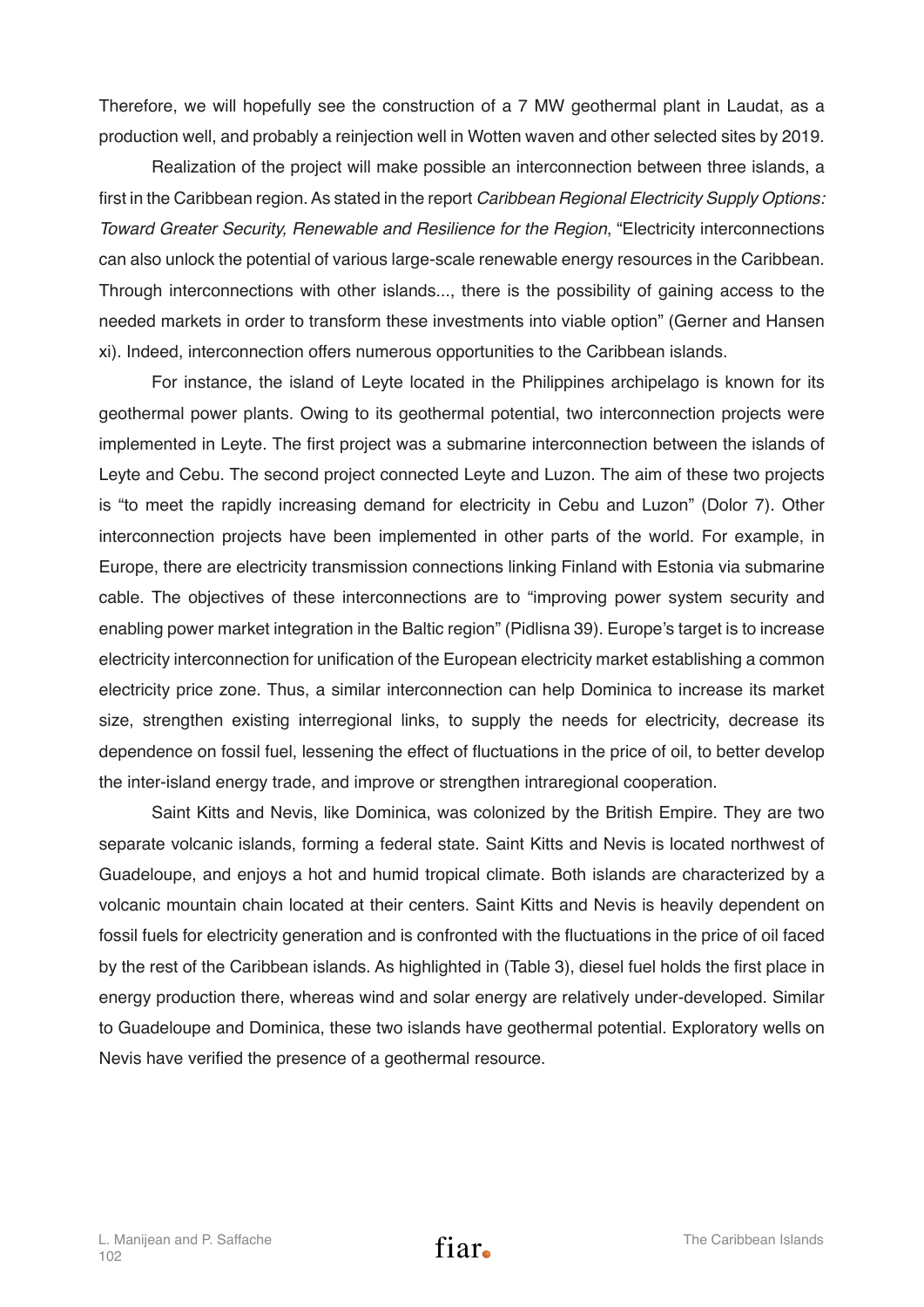Therefore, we will hopefully see the construction of a 7 MW geothermal plant in Laudat, as a production well, and probably a reinjection well in Wotten waven and other selected sites by 2019.

Realization of the project will make possible an interconnection between three islands, a first in the Caribbean region. As stated in the report *Caribbean Regional Electricity Supply Options: Toward Greater Security, Renewable and Resilience for the Region*, "Electricity interconnections can also unlock the potential of various large-scale renewable energy resources in the Caribbean. Through interconnections with other islands..., there is the possibility of gaining access to the needed markets in order to transform these investments into viable option" (Gerner and Hansen xi). Indeed, interconnection offers numerous opportunities to the Caribbean islands.

For instance, the island of Leyte located in the Philippines archipelago is known for its geothermal power plants. Owing to its geothermal potential, two interconnection projects were implemented in Leyte. The first project was a submarine interconnection between the islands of Leyte and Cebu. The second project connected Leyte and Luzon. The aim of these two projects is "to meet the rapidly increasing demand for electricity in Cebu and Luzon" (Dolor 7). Other interconnection projects have been implemented in other parts of the world. For example, in Europe, there are electricity transmission connections linking Finland with Estonia via submarine cable. The objectives of these interconnections are to "improving power system security and enabling power market integration in the Baltic region" (Pidlisna 39). Europe's target is to increase electricity interconnection for unification of the European electricity market establishing a common electricity price zone. Thus, a similar interconnection can help Dominica to increase its market size, strengthen existing interregional links, to supply the needs for electricity, decrease its dependence on fossil fuel, lessening the effect of fluctuations in the price of oil, to better develop the inter-island energy trade, and improve or strengthen intraregional cooperation.

Saint Kitts and Nevis, like Dominica, was colonized by the British Empire. They are two separate volcanic islands, forming a federal state. Saint Kitts and Nevis is located northwest of Guadeloupe, and enjoys a hot and humid tropical climate. Both islands are characterized by a volcanic mountain chain located at their centers. Saint Kitts and Nevis is heavily dependent on fossil fuels for electricity generation and is confronted with the fluctuations in the price of oil faced by the rest of the Caribbean islands. As highlighted in (Table 3), diesel fuel holds the first place in energy production there, whereas wind and solar energy are relatively under-developed. Similar to Guadeloupe and Dominica, these two islands have geothermal potential. Exploratory wells on Nevis have verified the presence of a geothermal resource.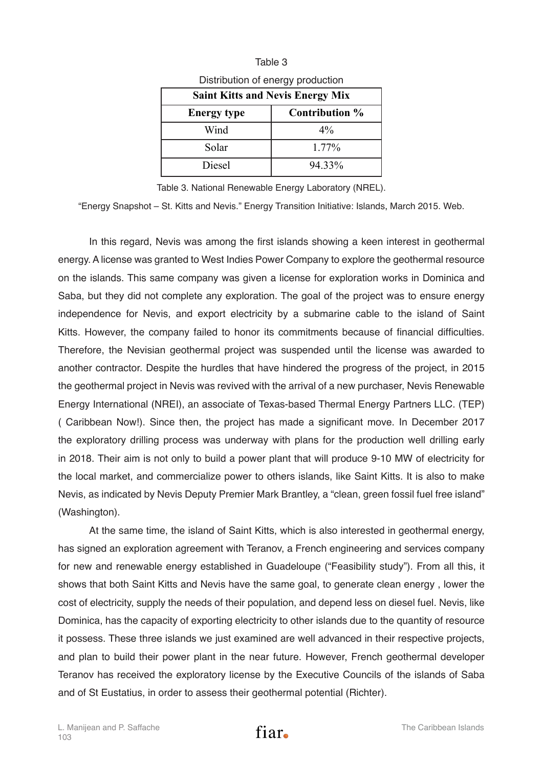Table 3

Distribution of energy production

| Saint Kitts and Nevis Energy Mix | |
|---|---|
| **Energy type** | **Contribution %** |
| Wind | 4% |
| Solar | 1.77% |
| Diesel | 94.33% |

Table 3. National Renewable Energy Laboratory (NREL).

"Energy Snapshot – St. Kitts and Nevis." Energy Transition Initiative: Islands, March 2015. Web.

In this regard, Nevis was among the first islands showing a keen interest in geothermal energy. A license was granted to West Indies Power Company to explore the geothermal resource on the islands. This same company was given a license for exploration works in Dominica and Saba, but they did not complete any exploration. The goal of the project was to ensure energy independence for Nevis, and export electricity by a submarine cable to the island of Saint Kitts. However, the company failed to honor its commitments because of financial difficulties. Therefore, the Nevisian geothermal project was suspended until the license was awarded to another contractor. Despite the hurdles that have hindered the progress of the project, in 2015 the geothermal project in Nevis was revived with the arrival of a new purchaser, Nevis Renewable Energy International (NREI), an associate of Texas-based Thermal Energy Partners LLC. (TEP) ( Caribbean Now!). Since then, the project has made a significant move. In December 2017 the exploratory drilling process was underway with plans for the production well drilling early in 2018. Their aim is not only to build a power plant that will produce 9-10 MW of electricity for the local market, and commercialize power to others islands, like Saint Kitts. It is also to make Nevis, as indicated by Nevis Deputy Premier Mark Brantley, a "clean, green fossil fuel free island" (Washington).

At the same time, the island of Saint Kitts, which is also interested in geothermal energy, has signed an exploration agreement with Teranov, a French engineering and services company for new and renewable energy established in Guadeloupe ("Feasibility study"). From all this, it shows that both Saint Kitts and Nevis have the same goal, to generate clean energy , lower the cost of electricity, supply the needs of their population, and depend less on diesel fuel. Nevis, like Dominica, has the capacity of exporting electricity to other islands due to the quantity of resource it possess. These three islands we just examined are well advanced in their respective projects, and plan to build their power plant in the near future. However, French geothermal developer Teranov has received the exploratory license by the Executive Councils of the islands of Saba and of St Eustatius, in order to assess their geothermal potential (Richter).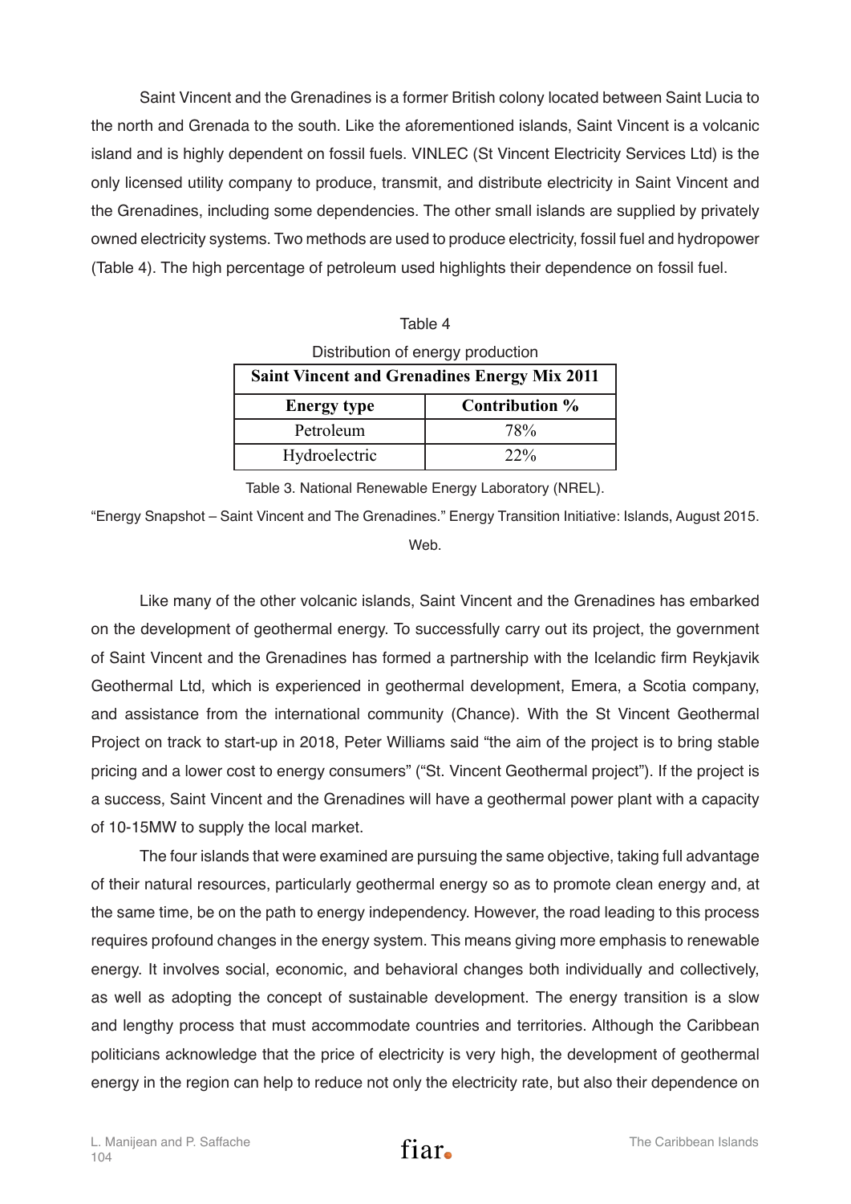Saint Vincent and the Grenadines is a former British colony located between Saint Lucia to the north and Grenada to the south. Like the aforementioned islands, Saint Vincent is a volcanic island and is highly dependent on fossil fuels. VINLEC (St Vincent Electricity Services Ltd) is the only licensed utility company to produce, transmit, and distribute electricity in Saint Vincent and the Grenadines, including some dependencies. The other small islands are supplied by privately owned electricity systems. Two methods are used to produce electricity, fossil fuel and hydropower (Table 4). The high percentage of petroleum used highlights their dependence on fossil fuel.

Table 4

Distribution of energy production

| **Saint Vincent and Grenadines Energy Mix 2011** | |
|---|---|
| **Energy type** | **Contribution %** |
| Petroleum | 78% |
| Hydroelectric | 22% |

Table 3. National Renewable Energy Laboratory (NREL).

"Energy Snapshot – Saint Vincent and The Grenadines." Energy Transition Initiative: Islands, August 2015. Web.

Like many of the other volcanic islands, Saint Vincent and the Grenadines has embarked on the development of geothermal energy. To successfully carry out its project, the government of Saint Vincent and the Grenadines has formed a partnership with the Icelandic firm Reykjavik Geothermal Ltd, which is experienced in geothermal development, Emera, a Scotia company, and assistance from the international community (Chance). With the St Vincent Geothermal Project on track to start-up in 2018, Peter Williams said "the aim of the project is to bring stable pricing and a lower cost to energy consumers" ("St. Vincent Geothermal project"). If the project is a success, Saint Vincent and the Grenadines will have a geothermal power plant with a capacity of 10-15MW to supply the local market.

The four islands that were examined are pursuing the same objective, taking full advantage of their natural resources, particularly geothermal energy so as to promote clean energy and, at the same time, be on the path to energy independency. However, the road leading to this process requires profound changes in the energy system. This means giving more emphasis to renewable energy. It involves social, economic, and behavioral changes both individually and collectively, as well as adopting the concept of sustainable development. The energy transition is a slow and lengthy process that must accommodate countries and territories. Although the Caribbean politicians acknowledge that the price of electricity is very high, the development of geothermal energy in the region can help to reduce not only the electricity rate, but also their dependence on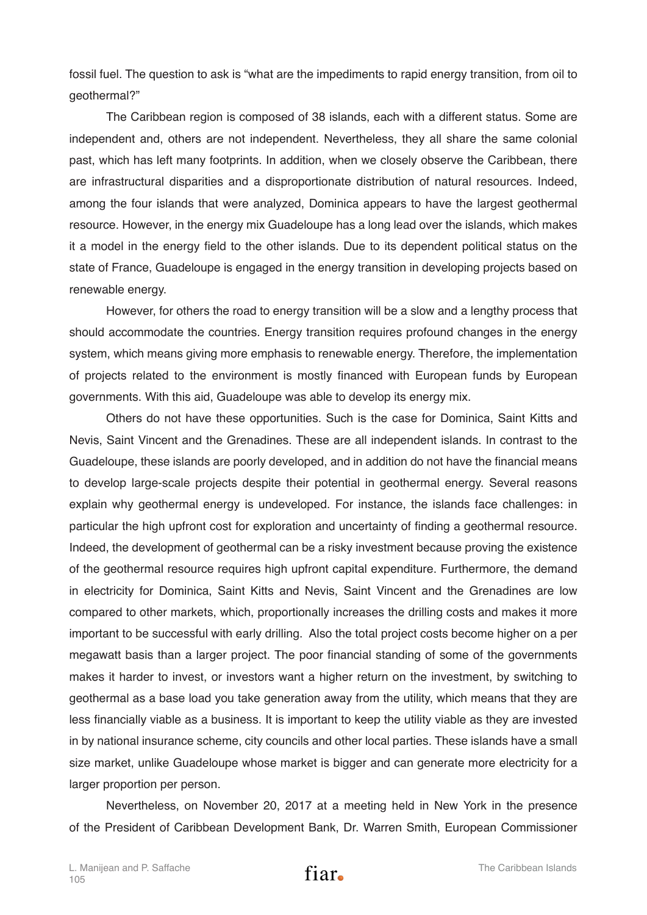fossil fuel. The question to ask is "what are the impediments to rapid energy transition, from oil to geothermal?"

The Caribbean region is composed of 38 islands, each with a different status. Some are independent and, others are not independent. Nevertheless, they all share the same colonial past, which has left many footprints. In addition, when we closely observe the Caribbean, there are infrastructural disparities and a disproportionate distribution of natural resources. Indeed, among the four islands that were analyzed, Dominica appears to have the largest geothermal resource. However, in the energy mix Guadeloupe has a long lead over the islands, which makes it a model in the energy field to the other islands. Due to its dependent political status on the state of France, Guadeloupe is engaged in the energy transition in developing projects based on renewable energy.

However, for others the road to energy transition will be a slow and a lengthy process that should accommodate the countries. Energy transition requires profound changes in the energy system, which means giving more emphasis to renewable energy. Therefore, the implementation of projects related to the environment is mostly financed with European funds by European governments. With this aid, Guadeloupe was able to develop its energy mix.

Others do not have these opportunities. Such is the case for Dominica, Saint Kitts and Nevis, Saint Vincent and the Grenadines. These are all independent islands. In contrast to the Guadeloupe, these islands are poorly developed, and in addition do not have the financial means to develop large-scale projects despite their potential in geothermal energy. Several reasons explain why geothermal energy is undeveloped. For instance, the islands face challenges: in particular the high upfront cost for exploration and uncertainty of finding a geothermal resource. Indeed, the development of geothermal can be a risky investment because proving the existence of the geothermal resource requires high upfront capital expenditure. Furthermore, the demand in electricity for Dominica, Saint Kitts and Nevis, Saint Vincent and the Grenadines are low compared to other markets, which, proportionally increases the drilling costs and makes it more important to be successful with early drilling. Also the total project costs become higher on a per megawatt basis than a larger project. The poor financial standing of some of the governments makes it harder to invest, or investors want a higher return on the investment, by switching to geothermal as a base load you take generation away from the utility, which means that they are less financially viable as a business. It is important to keep the utility viable as they are invested in by national insurance scheme, city councils and other local parties. These islands have a small size market, unlike Guadeloupe whose market is bigger and can generate more electricity for a larger proportion per person.

Nevertheless, on November 20, 2017 at a meeting held in New York in the presence of the President of Caribbean Development Bank, Dr. Warren Smith, European Commissioner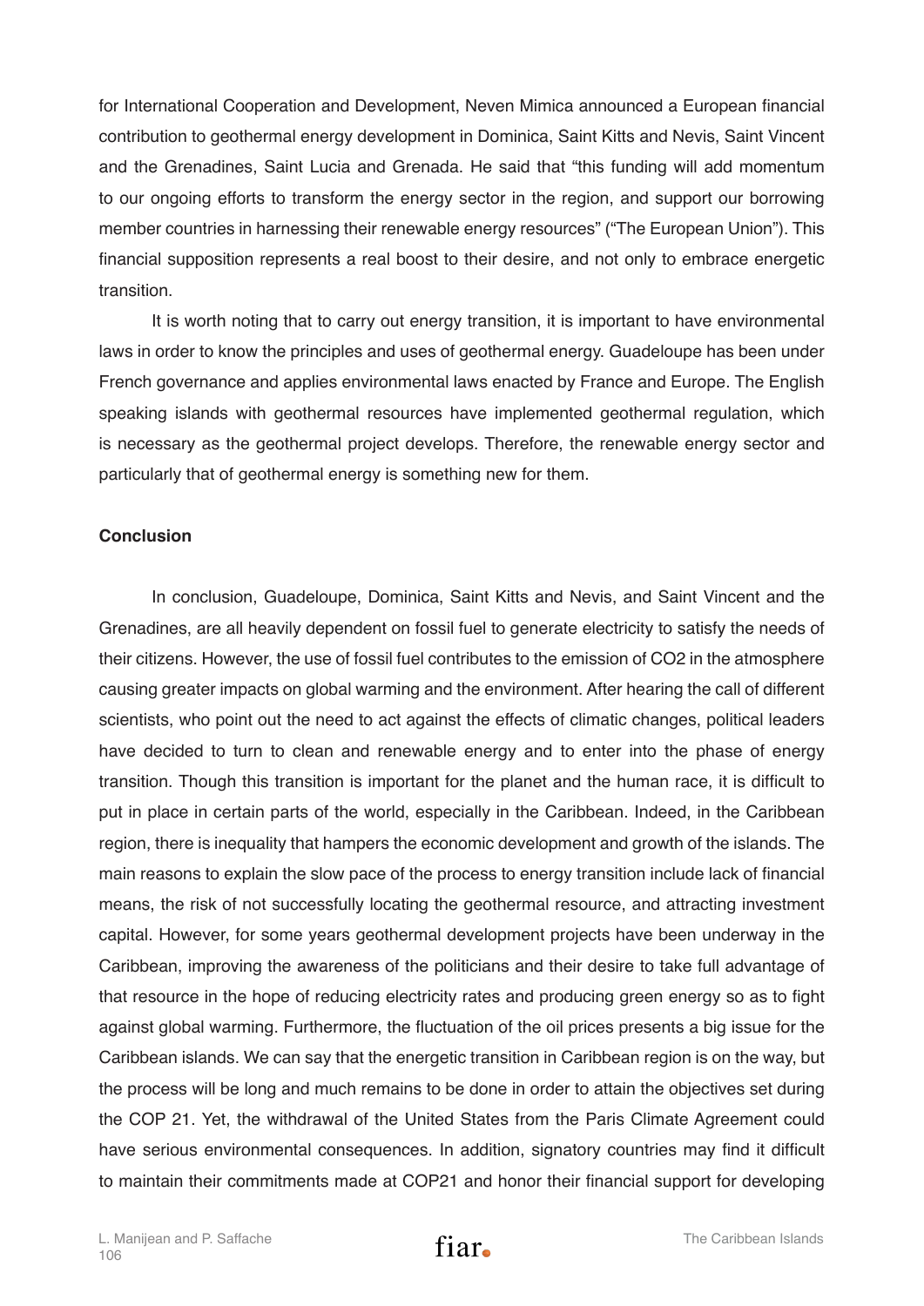for International Cooperation and Development, Neven Mimica announced a European financial contribution to geothermal energy development in Dominica, Saint Kitts and Nevis, Saint Vincent and the Grenadines, Saint Lucia and Grenada. He said that "this funding will add momentum to our ongoing efforts to transform the energy sector in the region, and support our borrowing member countries in harnessing their renewable energy resources" ("The European Union"). This financial supposition represents a real boost to their desire, and not only to embrace energetic transition.

It is worth noting that to carry out energy transition, it is important to have environmental laws in order to know the principles and uses of geothermal energy. Guadeloupe has been under French governance and applies environmental laws enacted by France and Europe. The English speaking islands with geothermal resources have implemented geothermal regulation, which is necessary as the geothermal project develops. Therefore, the renewable energy sector and particularly that of geothermal energy is something new for them.

**Conclusion**

In conclusion, Guadeloupe, Dominica, Saint Kitts and Nevis, and Saint Vincent and the Grenadines, are all heavily dependent on fossil fuel to generate electricity to satisfy the needs of their citizens. However, the use of fossil fuel contributes to the emission of CO2 in the atmosphere causing greater impacts on global warming and the environment. After hearing the call of different scientists, who point out the need to act against the effects of climatic changes, political leaders have decided to turn to clean and renewable energy and to enter into the phase of energy transition. Though this transition is important for the planet and the human race, it is difficult to put in place in certain parts of the world, especially in the Caribbean. Indeed, in the Caribbean region, there is inequality that hampers the economic development and growth of the islands. The main reasons to explain the slow pace of the process to energy transition include lack of financial means, the risk of not successfully locating the geothermal resource, and attracting investment capital. However, for some years geothermal development projects have been underway in the Caribbean, improving the awareness of the politicians and their desire to take full advantage of that resource in the hope of reducing electricity rates and producing green energy so as to fight against global warming. Furthermore, the fluctuation of the oil prices presents a big issue for the Caribbean islands. We can say that the energetic transition in Caribbean region is on the way, but the process will be long and much remains to be done in order to attain the objectives set during the COP 21. Yet, the withdrawal of the United States from the Paris Climate Agreement could have serious environmental consequences. In addition, signatory countries may find it difficult to maintain their commitments made at COP21 and honor their financial support for developing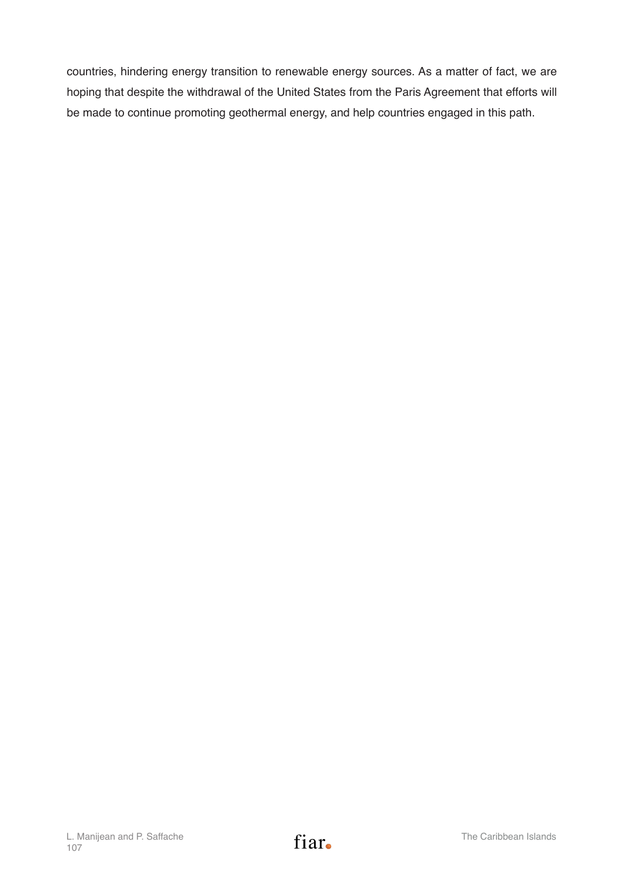countries, hindering energy transition to renewable energy sources. As a matter of fact, we are hoping that despite the withdrawal of the United States from the Paris Agreement that efforts will be made to continue promoting geothermal energy, and help countries engaged in this path.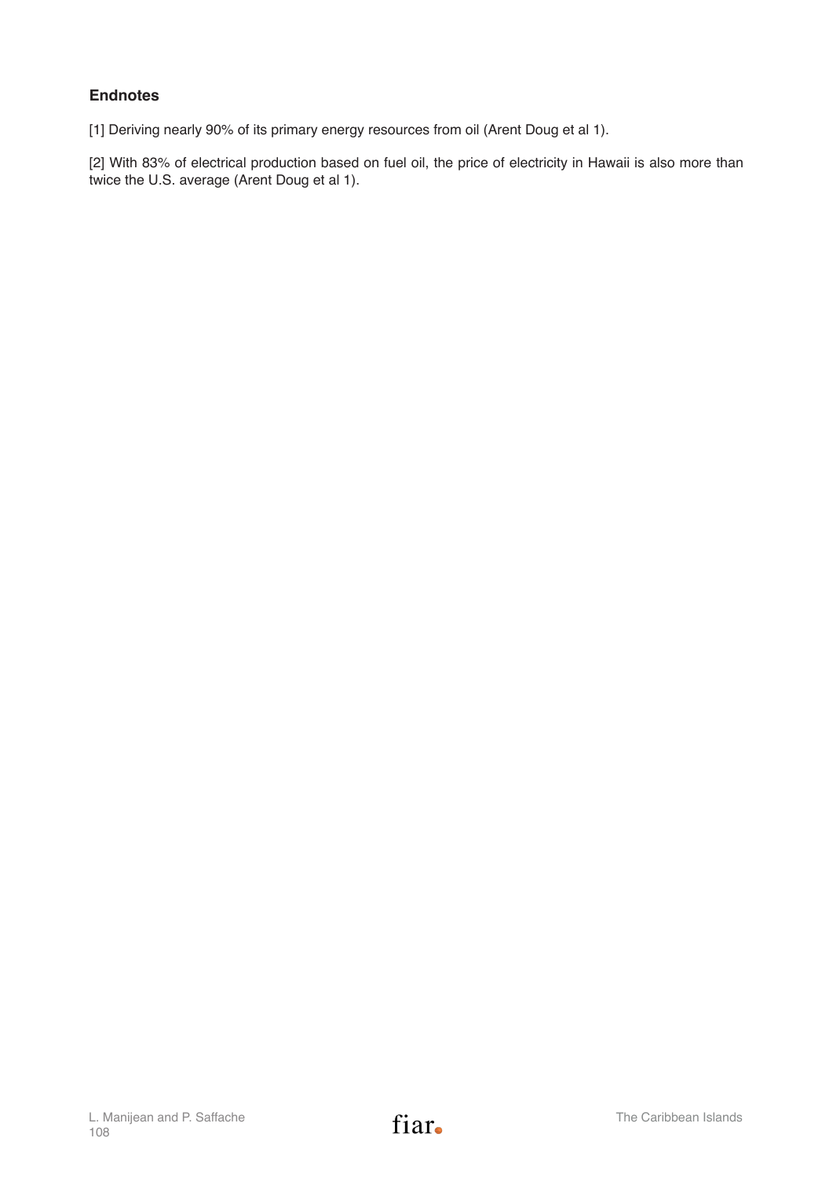## Endnotes

[1] Deriving nearly 90% of its primary energy resources from oil (Arent Doug et al 1).

[2] With 83% of electrical production based on fuel oil, the price of electricity in Hawaii is also more than twice the U.S. average (Arent Doug et al 1).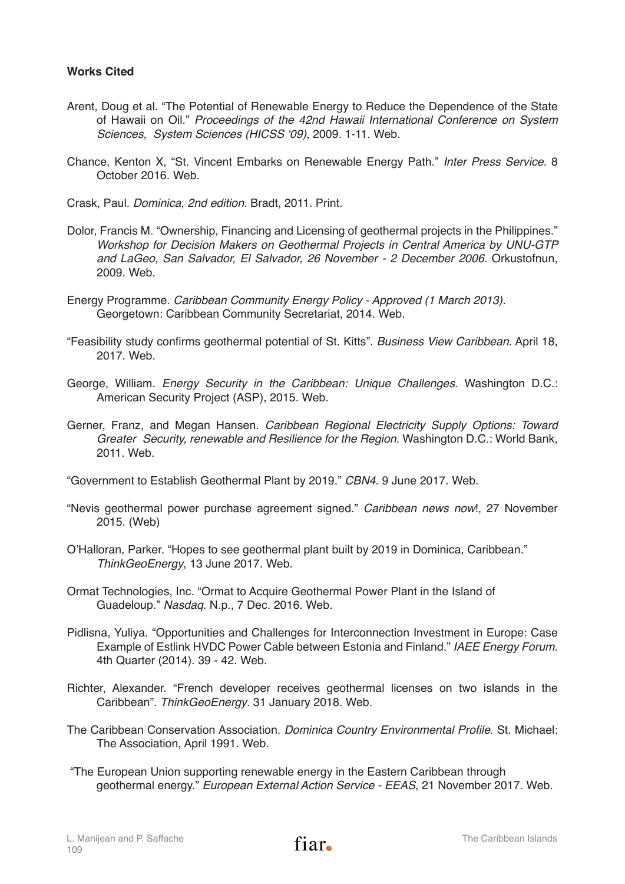**Works Cited**

Arent, Doug et al. "The Potential of Renewable Energy to Reduce the Dependence of the State of Hawaii on Oil." *Proceedings of the 42nd Hawaii International Conference on System Sciences, System Sciences (HICSS '09)*, 2009. 1-11. Web.

Chance, Kenton X, "St. Vincent Embarks on Renewable Energy Path." *Inter Press Service*. 8 October 2016. Web.

Crask, Paul. *Dominica, 2nd edition.* Bradt, 2011. Print.

Dolor, Francis M. "Ownership, Financing and Licensing of geothermal projects in the Philippines." *Workshop for Decision Makers on Geothermal Projects in Central America by UNU-GTP and LaGeo, San Salvador, El Salvador, 26 November - 2 December 2006.* Orkustofnun, 2009. Web.

Energy Programme. *Caribbean Community Energy Policy - Approved (1 March 2013).* Georgetown: Caribbean Community Secretariat, 2014. Web.

"Feasibility study confirms geothermal potential of St. Kitts". *Business View Caribbean*. April 18, 2017. Web.

George, William. *Energy Security in the Caribbean: Unique Challenges*. Washington D.C.: American Security Project (ASP), 2015. Web.

Gerner, Franz, and Megan Hansen. *Caribbean Regional Electricity Supply Options: Toward Greater Security, renewable and Resilience for the Region*. Washington D.C.: World Bank, 2011. Web.

"Government to Establish Geothermal Plant by 2019." *CBN4*. 9 June 2017. Web.

"Nevis geothermal power purchase agreement signed." *Caribbean news now*!, 27 November 2015. (Web)

O'Halloran, Parker. "Hopes to see geothermal plant built by 2019 in Dominica, Caribbean." *ThinkGeoEnergy*, 13 June 2017. Web.

Ormat Technologies, Inc. "Ormat to Acquire Geothermal Power Plant in the Island of Guadeloup." *Nasdaq.* N.p., 7 Dec. 2016. Web.

Pidlisna, Yuliya. "Opportunities and Challenges for Interconnection Investment in Europe: Case Example of Estlink HVDC Power Cable between Estonia and Finland." *IAEE Energy Forum*. 4th Quarter (2014). 39 - 42. Web.

Richter, Alexander. "French developer receives geothermal licenses on two islands in the Caribbean". *ThinkGeoEnergy*. 31 January 2018. Web.

The Caribbean Conservation Association. *Dominica Country Environmental Profile*. St. Michael: The Association, April 1991. Web.

"The European Union supporting renewable energy in the Eastern Caribbean through geothermal energy." *European External Action Service - EEAS*, 21 November 2017. Web.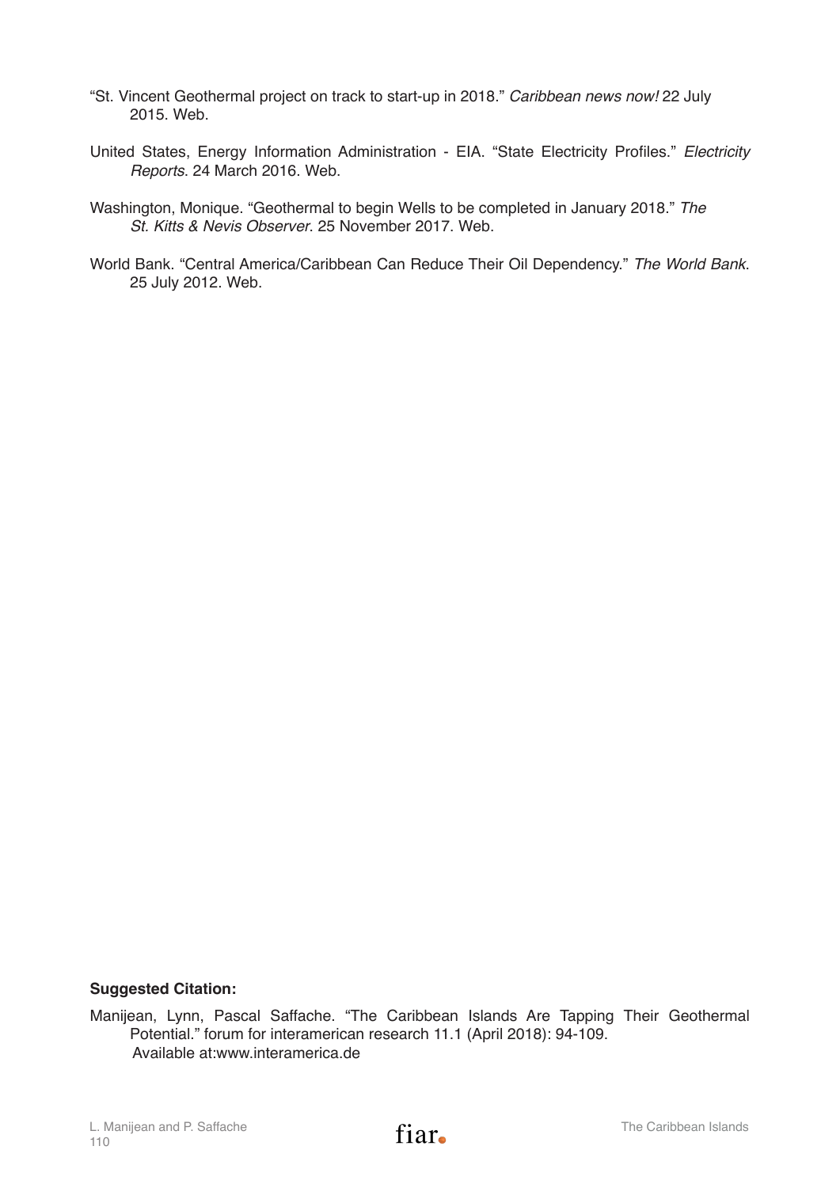"St. Vincent Geothermal project on track to start-up in 2018." *Caribbean news now!* 22 July 2015. Web.

United States, Energy Information Administration - EIA. "State Electricity Profiles." *Electricity Reports*. 24 March 2016. Web.

Washington, Monique. "Geothermal to begin Wells to be completed in January 2018." *The St. Kitts & Nevis Observer*. 25 November 2017. Web.

World Bank. "Central America/Caribbean Can Reduce Their Oil Dependency." *The World Bank*. 25 July 2012. Web.

**Suggested Citation:**

Manijean, Lynn, Pascal Saffache. "The Caribbean Islands Are Tapping Their Geothermal Potential." forum for interamerican research 11.1 (April 2018): 94-109. Available at:www.interamerica.de